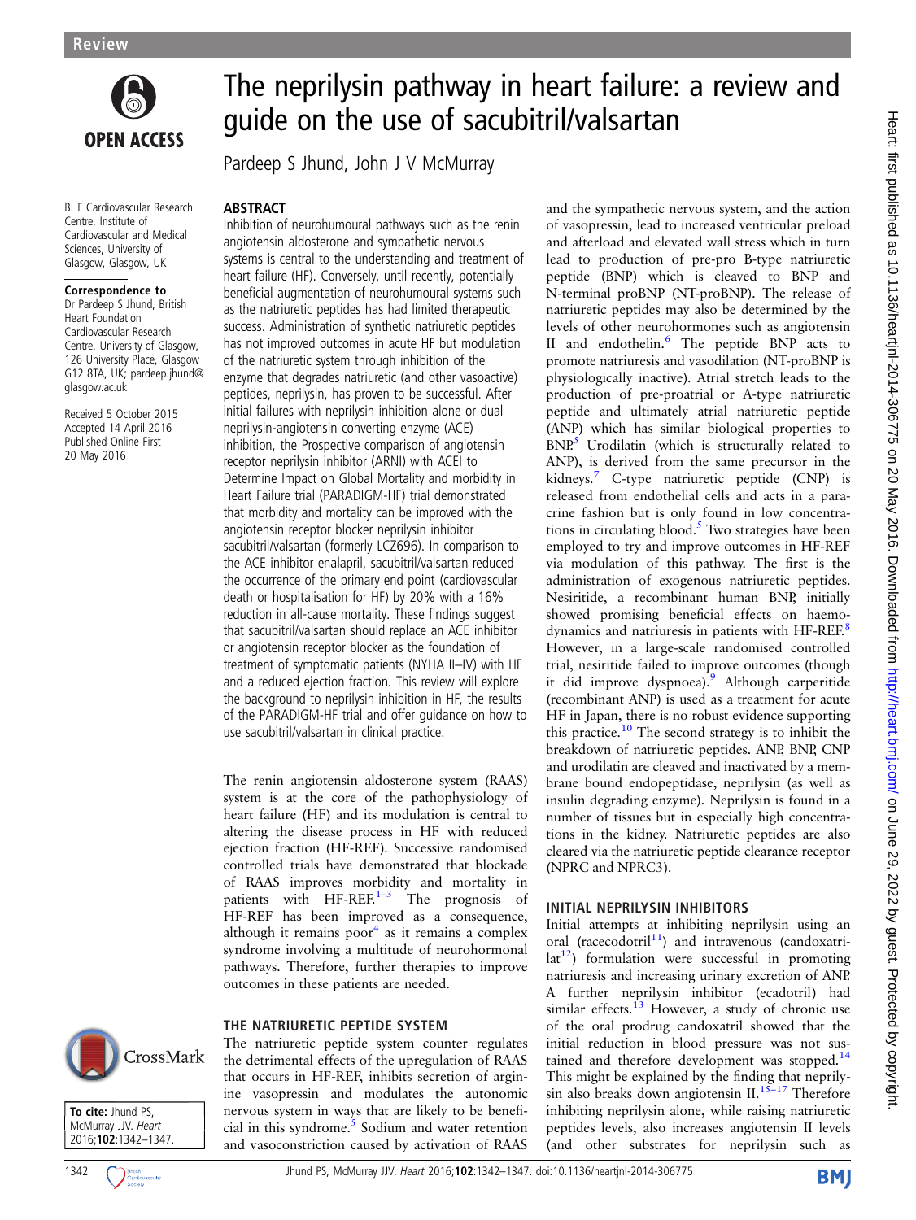Review

# The neprilysin pathway in heart failure: a review and guide on the use of sacubitril/valsartan

Pardeep S Jhund, John J V McMurray

BHF Cardiovascular Research Centre, Institute of Cardiovascular and Medical Sciences, University of Glasgow, Glasgow, UK

**Correspondence to**
Dr Pardeep S Jhund, British Heart Foundation Cardiovascular Research Centre, University of Glasgow, 126 University Place, Glasgow G12 8TA, UK; pardeep.jhund@glasgow.ac.uk

Received 5 October 2015
Accepted 14 April 2016
Published Online First 20 May 2016

**To cite:** Jhund PS, McMurray JJV. *Heart* 2016;**102**:1342–1347.

## ABSTRACT

Inhibition of neurohumoural pathways such as the renin angiotensin aldosterone and sympathetic nervous systems is central to the understanding and treatment of heart failure (HF). Conversely, until recently, potentially beneficial augmentation of neurohumoural systems such as the natriuretic peptides has had limited therapeutic success. Administration of synthetic natriuretic peptides has not improved outcomes in acute HF but modulation of the natriuretic system through inhibition of the enzyme that degrades natriuretic (and other vasoactive) peptides, neprilysin, has proven to be successful. After initial failures with neprilysin inhibition alone or dual neprilysin-angiotensin converting enzyme (ACE) inhibition, the Prospective comparison of angiotensin receptor neprilysin inhibitor (ARNI) with ACEI to Determine Impact on Global Mortality and morbidity in Heart Failure trial (PARADIGM-HF) trial demonstrated that morbidity and mortality can be improved with the angiotensin receptor blocker neprilysin inhibitor sacubitril/valsartan (formerly LCZ696). In comparison to the ACE inhibitor enalapril, sacubitril/valsartan reduced the occurrence of the primary end point (cardiovascular death or hospitalisation for HF) by 20% with a 16% reduction in all-cause mortality. These findings suggest that sacubitril/valsartan should replace an ACE inhibitor or angiotensin receptor blocker as the foundation of treatment of symptomatic patients (NYHA II–IV) with HF and a reduced ejection fraction. This review will explore the background to neprilysin inhibition in HF, the results of the PARADIGM-HF trial and offer guidance on how to use sacubitril/valsartan in clinical practice.

The renin angiotensin aldosterone system (RAAS) system is at the core of the pathophysiology of heart failure (HF) and its modulation is central to altering the disease process in HF with reduced ejection fraction (HF-REF). Successive randomised controlled trials have demonstrated that blockade of RAAS improves morbidity and mortality in patients with HF-REF.[1–3] The prognosis of HF-REF has been improved as a consequence, although it remains poor[4] as it remains a complex syndrome involving a multitude of neurohormonal pathways. Therefore, further therapies to improve outcomes in these patients are needed.

## THE NATRIURETIC PEPTIDE SYSTEM

The natriuretic peptide system counter regulates the detrimental effects of the upregulation of RAAS that occurs in HF-REF, inhibits secretion of arginine vasopressin and modulates the autonomic nervous system in ways that are likely to be beneficial in this syndrome.[5] Sodium and water retention and vasoconstriction caused by activation of RAAS and the sympathetic nervous system, and the action of vasopressin, lead to increased ventricular preload and afterload and elevated wall stress which in turn lead to production of pre-pro B-type natriuretic peptide (BNP) which is cleaved to BNP and N-terminal proBNP (NT-proBNP). The release of natriuretic peptides may also be determined by the levels of other neurohormones such as angiotensin II and endothelin.[6] The peptide BNP acts to promote natriuresis and vasodilation (NT-proBNP is physiologically inactive). Atrial stretch leads to the production of pre-proatrial or A-type natriuretic peptide and ultimately atrial natriuretic peptide (ANP) which has similar biological properties to BNP.[5] Urodilatin (which is structurally related to ANP), is derived from the same precursor in the kidneys.[7] C-type natriuretic peptide (CNP) is released from endothelial cells and acts in a paracrine fashion but is only found in low concentrations in circulating blood.[5] Two strategies have been employed to try and improve outcomes in HF-REF via modulation of this pathway. The first is the administration of exogenous natriuretic peptides. Nesiritide, a recombinant human BNP, initially showed promising beneficial effects on haemodynamics and natriuresis in patients with HF-REF.[8] However, in a large-scale randomised controlled trial, nesiritide failed to improve outcomes (though it did improve dyspnoea).[9] Although carperitide (recombinant ANP) is used as a treatment for acute HF in Japan, there is no robust evidence supporting this practice.[10] The second strategy is to inhibit the breakdown of natriuretic peptides. ANP, BNP, CNP and urodilatin are cleaved and inactivated by a membrane bound endopeptidase, neprilysin (as well as insulin degrading enzyme). Neprilysin is found in a number of tissues but in especially high concentrations in the kidney. Natriuretic peptides are also cleared via the natriuretic peptide clearance receptor (NPRC and NPRC3).

## INITIAL NEPRILYSIN INHIBITORS

Initial attempts at inhibiting neprilysin using an oral (racecodotril[11]) and intravenous (candoxatrilat[12]) formulation were successful in promoting natriuresis and increasing urinary excretion of ANP. A further neprilysin inhibitor (ecadotril) had similar effects.[13] However, a study of chronic use of the oral prodrug candoxatril showed that the initial reduction in blood pressure was not sustained and therefore development was stopped.[14] This might be explained by the finding that neprilysin also breaks down angiotensin II.[15–17] Therefore inhibiting neprilysin alone, while raising natriuretic peptides levels, also increases angiotensin II levels (and other substrates for neprilysin such as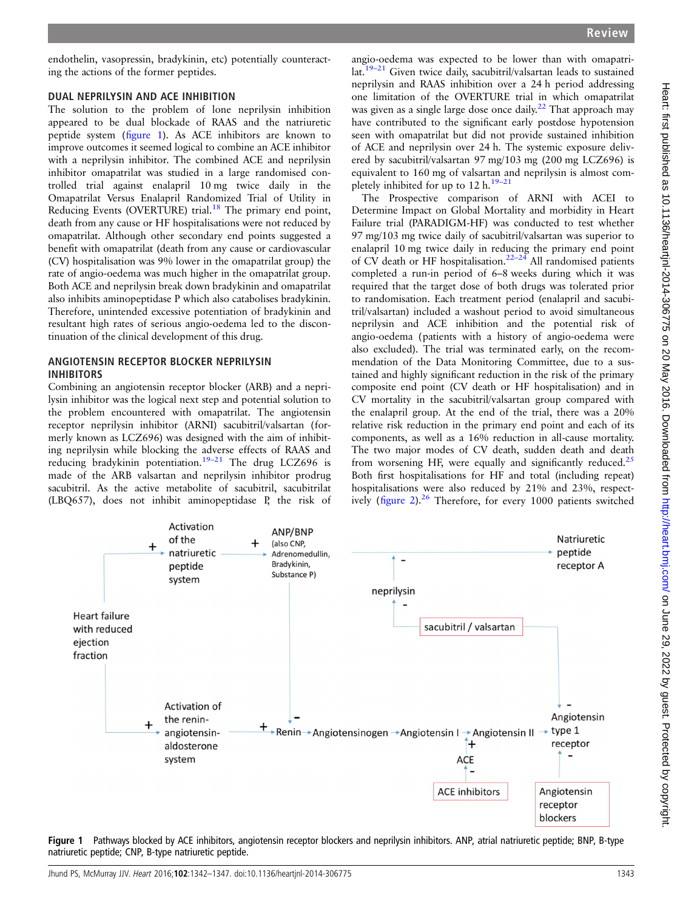endothelin, vasopressin, bradykinin, etc) potentially counteracting the actions of the former peptides.

## DUAL NEPRILYSIN AND ACE INHIBITION

The solution to the problem of lone neprilysin inhibition appeared to be dual blockade of RAAS and the natriuretic peptide system (figure 1). As ACE inhibitors are known to improve outcomes it seemed logical to combine an ACE inhibitor with a neprilysin inhibitor. The combined ACE and neprilysin inhibitor omapatrilat was studied in a large randomised controlled trial against enalapril 10 mg twice daily in the Omapatrilat Versus Enalapril Randomized Trial of Utility in Reducing Events (OVERTURE) trial.[18] The primary end point, death from any cause or HF hospitalisations were not reduced by omapatrilat. Although other secondary end points suggested a benefit with omapatrilat (death from any cause or cardiovascular (CV) hospitalisation was 9% lower in the omapatrilat group) the rate of angio-oedema was much higher in the omapatrilat group. Both ACE and neprilysin break down bradykinin and omapatrilat also inhibits aminopeptidase P which also catabolises bradykinin. Therefore, unintended excessive potentiation of bradykinin and resultant high rates of serious angio-oedema led to the discontinuation of the clinical development of this drug.

## ANGIOTENSIN RECEPTOR BLOCKER NEPRILYSIN INHIBITORS

Combining an angiotensin receptor blocker (ARB) and a neprilysin inhibitor was the logical next step and potential solution to the problem encountered with omapatrilat. The angiotensin receptor neprilysin inhibitor (ARNI) sacubitril/valsartan (formerly known as LCZ696) was designed with the aim of inhibiting neprilysin while blocking the adverse effects of RAAS and reducing bradykinin potentiation.[19–21] The drug LCZ696 is made of the ARB valsartan and neprilysin inhibitor prodrug sacubitril. As the active metabolite of sacubitril, sacubitrilat (LBQ657), does not inhibit aminopeptidase P, the risk of angio-oedema was expected to be lower than with omapatrilat.[19–21] Given twice daily, sacubitril/valsartan leads to sustained neprilysin and RAAS inhibition over a 24 h period addressing one limitation of the OVERTURE trial in which omapatrilat was given as a single large dose once daily.[22] That approach may have contributed to the significant early postdose hypotension seen with omapatrilat but did not provide sustained inhibition of ACE and neprilysin over 24 h. The systemic exposure delivered by sacubitril/valsartan 97 mg/103 mg (200 mg LCZ696) is equivalent to 160 mg of valsartan and neprilysin is almost completely inhibited for up to 12 h.[19–21]

The Prospective comparison of ARNI with ACEI to Determine Impact on Global Mortality and morbidity in Heart Failure trial (PARADIGM-HF) was conducted to test whether 97 mg/103 mg twice daily of sacubitril/valsartan was superior to enalapril 10 mg twice daily in reducing the primary end point of CV death or HF hospitalisation.[22–24] All randomised patients completed a run-in period of 6–8 weeks during which it was required that the target dose of both drugs was tolerated prior to randomisation. Each treatment period (enalapril and sacubitril/valsartan) included a washout period to avoid simultaneous neprilysin and ACE inhibition and the potential risk of angio-oedema (patients with a history of angio-oedema were also excluded). The trial was terminated early, on the recommendation of the Data Monitoring Committee, due to a sustained and highly significant reduction in the risk of the primary composite end point (CV death or HF hospitalisation) and in CV mortality in the sacubitril/valsartan group compared with the enalapril group. At the end of the trial, there was a 20% relative risk reduction in the primary end point and each of its components, as well as a 16% reduction in all-cause mortality. The two major modes of CV death, sudden death and death from worsening HF, were equally and significantly reduced.[25] Both first hospitalisations for HF and total (including repeat) hospitalisations were also reduced by 21% and 23%, respectively (figure 2).[26] Therefore, for every 1000 patients switched

**Figure 1** Pathways blocked by ACE inhibitors, angiotensin receptor blockers and neprilysin inhibitors. ANP, atrial natriuretic peptide; BNP, B-type natriuretic peptide; CNP, B-type natriuretic peptide.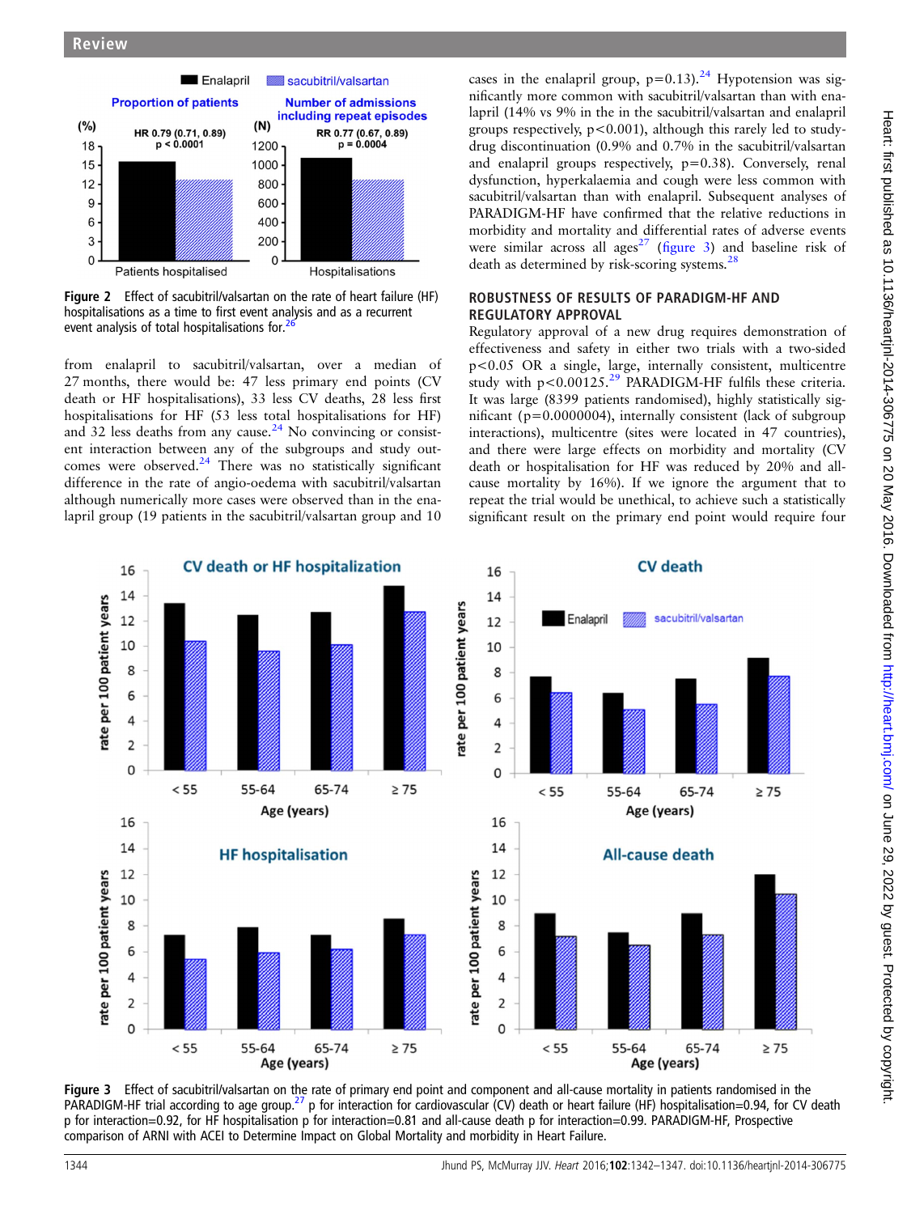Figure 2 Effect of sacubitril/valsartan on the rate of heart failure (HF) hospitalisations as a time to first event analysis and as a recurrent event analysis of total hospitalisations for.[26]

from enalapril to sacubitril/valsartan, over a median of 27 months, there would be: 47 less primary end points (CV death or HF hospitalisations), 33 less CV deaths, 28 less first hospitalisations for HF (53 less total hospitalisations for HF) and 32 less deaths from any cause.[24] No convincing or consistent interaction between any of the subgroups and study outcomes were observed.[24] There was no statistically significant difference in the rate of angio-oedema with sacubitril/valsartan although numerically more cases were observed than in the enalapril group (19 patients in the sacubitril/valsartan group and 10 cases in the enalapril group, $p=0.13$).[24] Hypotension was significantly more common with sacubitril/valsartan than with enalapril (14% vs 9% in the in the sacubitril/valsartan and enalapril groups respectively, $p<0.001$), although this rarely led to study-drug discontinuation (0.9% and 0.7% in the sacubitril/valsartan and enalapril groups respectively, $p=0.38$). Conversely, renal dysfunction, hyperkalaemia and cough were less common with sacubitril/valsartan than with enalapril. Subsequent analyses of PARADIGM-HF have confirmed that the relative reductions in morbidity and mortality and differential rates of adverse events were similar across all ages[27] (figure 3) and baseline risk of death as determined by risk-scoring systems.[28]

## ROBUSTNESS OF RESULTS OF PARADIGM-HF AND REGULATORY APPROVAL

Regulatory approval of a new drug requires demonstration of effectiveness and safety in either two trials with a two-sided $p<0.05$ OR a single, large, internally consistent, multicentre study with $p<0.00125$.[29] PARADIGM-HF fulfils these criteria. It was large (8399 patients randomised), highly statistically significant ($p=0.0000004$), internally consistent (lack of subgroup interactions), multicentre (sites were located in 47 countries), and there were large effects on morbidity and mortality (CV death or hospitalisation for HF was reduced by 20% and all-cause mortality by 16%). If we ignore the argument that to repeat the trial would be unethical, to achieve such a statistically significant result on the primary end point would require four

Figure 3 Effect of sacubitril/valsartan on the rate of primary end point and component and all-cause mortality in patients randomised in the PARADIGM-HF trial according to age group.[27] p for interaction for cardiovascular (CV) death or heart failure (HF) hospitalisation=0.94, for CV death p for interaction=0.92, for HF hospitalisation p for interaction=0.81 and all-cause death p for interaction=0.99. PARADIGM-HF, Prospective comparison of ARNI with ACEI to Determine Impact on Global Mortality and morbidity in Heart Failure.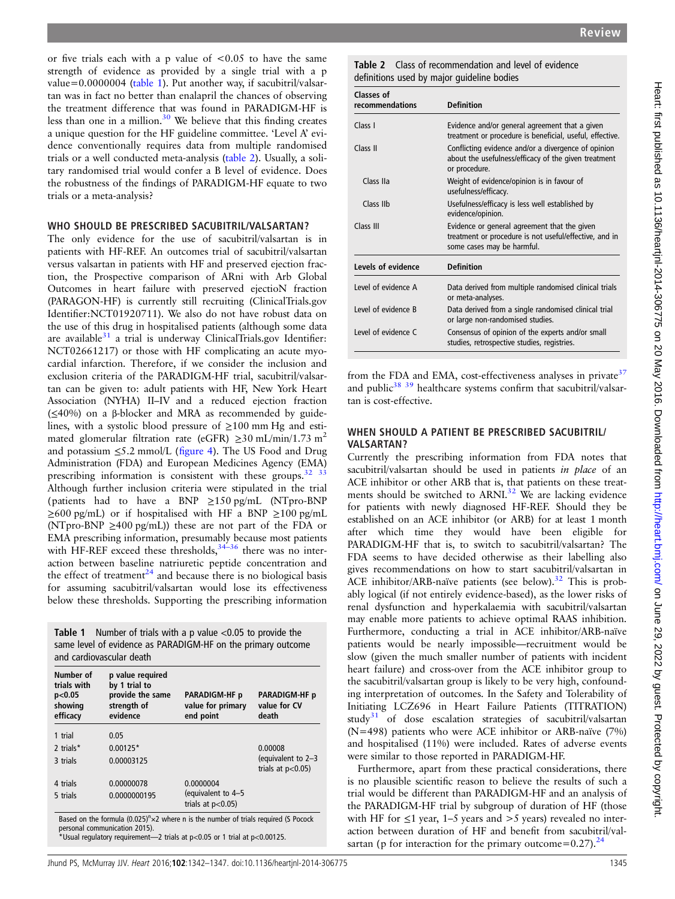or five trials each with a p value of <0.05 to have the same strength of evidence as provided by a single trial with a p value=0.0000004 (table 1). Put another way, if sacubitril/valsartan was in fact no better than enalapril the chances of observing the treatment difference that was found in PARADIGM-HF is less than one in a million.[30] We believe that this finding creates a unique question for the HF guideline committee. 'Level A' evidence conventionally requires data from multiple randomised trials or a well conducted meta-analysis (table 2). Usually, a solitary randomised trial would confer a B level of evidence. Does the robustness of the findings of PARADIGM-HF equate to two trials or a meta-analysis?

## WHO SHOULD BE PRESCRIBED SACUBITRIL/VALSARTAN?

The only evidence for the use of sacubitril/valsartan is in patients with HF-REF. An outcomes trial of sacubitril/valsartan versus valsartan in patients with HF and preserved ejection fraction, the Prospective comparison of ARni with Arb Global Outcomes in heart failure with preserved ejectioN fraction (PARAGON-HF) is currently still recruiting (ClinicalTrials.gov Identifier:NCT01920711). We also do not have robust data on the use of this drug in hospitalised patients (although some data are available[31] a trial is underway ClinicalTrials.gov Identifier: NCT02661217) or those with HF complicating an acute myocardial infarction. Therefore, if we consider the inclusion and exclusion criteria of the PARADIGM-HF trial, sacubitril/valsartan can be given to: adult patients with HF, New York Heart Association (NYHA) II–IV and a reduced ejection fraction (≤40%) on a β-blocker and MRA as recommended by guidelines, with a systolic blood pressure of ≥100 mm Hg and estimated glomerular filtration rate (eGFR) ≥30 mL/min/1.73 $m^2$ and potassium ≤5.2 mmol/L (figure 4). The US Food and Drug Administration (FDA) and European Medicines Agency (EMA) prescribing information is consistent with these groups.[32 33] Although further inclusion criteria were stipulated in the trial (patients had to have a BNP ≥150 pg/mL (NTpro-BNP ≥600 pg/mL) or if hospitalised with HF a BNP ≥100 pg/mL (NTpro-BNP ≥400 pg/mL)) these are not part of the FDA or EMA prescribing information, presumably because most patients with HF-REF exceed these thresholds,[34–36] there was no interaction between baseline natriuretic peptide concentration and the effect of treatment[24] and because there is no biological basis for assuming sacubitril/valsartan would lose its effectiveness below these thresholds. Supporting the prescribing information from the FDA and EMA, cost-effectiveness analyses in private[37] and public[38 39] healthcare systems confirm that sacubitril/valsartan is cost-effective.

**Table 1** Number of trials with a p value <0.05 to provide the same level of evidence as PARADIGM-HF on the primary outcome and cardiovascular death

| Number of trials with p<0.05 showing efficacy | p value required by 1 trial to provide the same strength of evidence | PARADIGM-HF p value for primary end point | PARADIGM-HF p value for CV death |
|---|---|---|---|
| 1 trial | 0.05 | | |
| 2 trials* | 0.00125* | | 0.00008 (equivalent to 2–3 trials at p<0.05) |
| 3 trials | 0.00003125 | | |
| 4 trials | 0.00000078 | 0.0000004 (equivalent to 4–5 trials at p<0.05) | |
| 5 trials | 0.0000000195 | | |

Based on the formula $(0.025)^n \times 2$ where n is the number of trials required (S Pocock personal communication 2015).
*Usual regulatory requirement—2 trials at p<0.05 or 1 trial at p<0.00125.

**Table 2** Class of recommendation and level of evidence definitions used by major guideline bodies

| Classes of recommendations | Definition |
|---|---|
| Class I | Evidence and/or general agreement that a given treatment or procedure is beneficial, useful, effective. |
| Class II | Conflicting evidence and/or a divergence of opinion about the usefulness/efficacy of the given treatment or procedure. |
| Class IIa | Weight of evidence/opinion is in favour of usefulness/efficacy. |
| Class IIb | Usefulness/efficacy is less well established by evidence/opinion. |
| Class III | Evidence or general agreement that the given treatment or procedure is not useful/effective, and in some cases may be harmful. |
| **Levels of evidence** | **Definition** |
| Level of evidence A | Data derived from multiple randomised clinical trials or meta-analyses. |
| Level of evidence B | Data derived from a single randomised clinical trial or large non-randomised studies. |
| Level of evidence C | Consensus of opinion of the experts and/or small studies, retrospective studies, registries. |

## WHEN SHOULD A PATIENT BE PRESCRIBED SACUBITRIL/VALSARTAN?

Currently the prescribing information from FDA notes that sacubitril/valsartan should be used in patients *in place* of an ACE inhibitor or other ARB that is, that patients on these treatments should be switched to ARNI.[32] We are lacking evidence for patients with newly diagnosed HF-REF. Should they be established on an ACE inhibitor (or ARB) for at least 1 month after which time they would have been eligible for PARADIGM-HF that is, to switch to sacubitril/valsartan? The FDA seems to have decided otherwise as their labelling also gives recommendations on how to start sacubitril/valsartan in ACE inhibitor/ARB-naïve patients (see below).[32] This is probably logical (if not entirely evidence-based), as the lower risks of renal dysfunction and hyperkalaemia with sacubitril/valsartan may enable more patients to achieve optimal RAAS inhibition. Furthermore, conducting a trial in ACE inhibitor/ARB-naïve patients would be nearly impossible—recruitment would be slow (given the much smaller number of patients with incident heart failure) and cross-over from the ACE inhibitor group to the sacubitril/valsartan group is likely to be very high, confounding interpretation of outcomes. In the Safety and Tolerability of Initiating LCZ696 in Heart Failure Patients (TITRATION) study[31] of dose escalation strategies of sacubitril/valsartan (N=498) patients who were ACE inhibitor or ARB-naïve (7%) and hospitalised (11%) were included. Rates of adverse events were similar to those reported in PARADIGM-HF.

Furthermore, apart from these practical considerations, there is no plausible scientific reason to believe the results of such a trial would be different than PARADIGM-HF and an analysis of the PARADIGM-HF trial by subgroup of duration of HF (those with HF for ≤1 year, 1–5 years and >5 years) revealed no interaction between duration of HF and benefit from sacubitril/valsartan (p for interaction for the primary outcome=0.27).[24]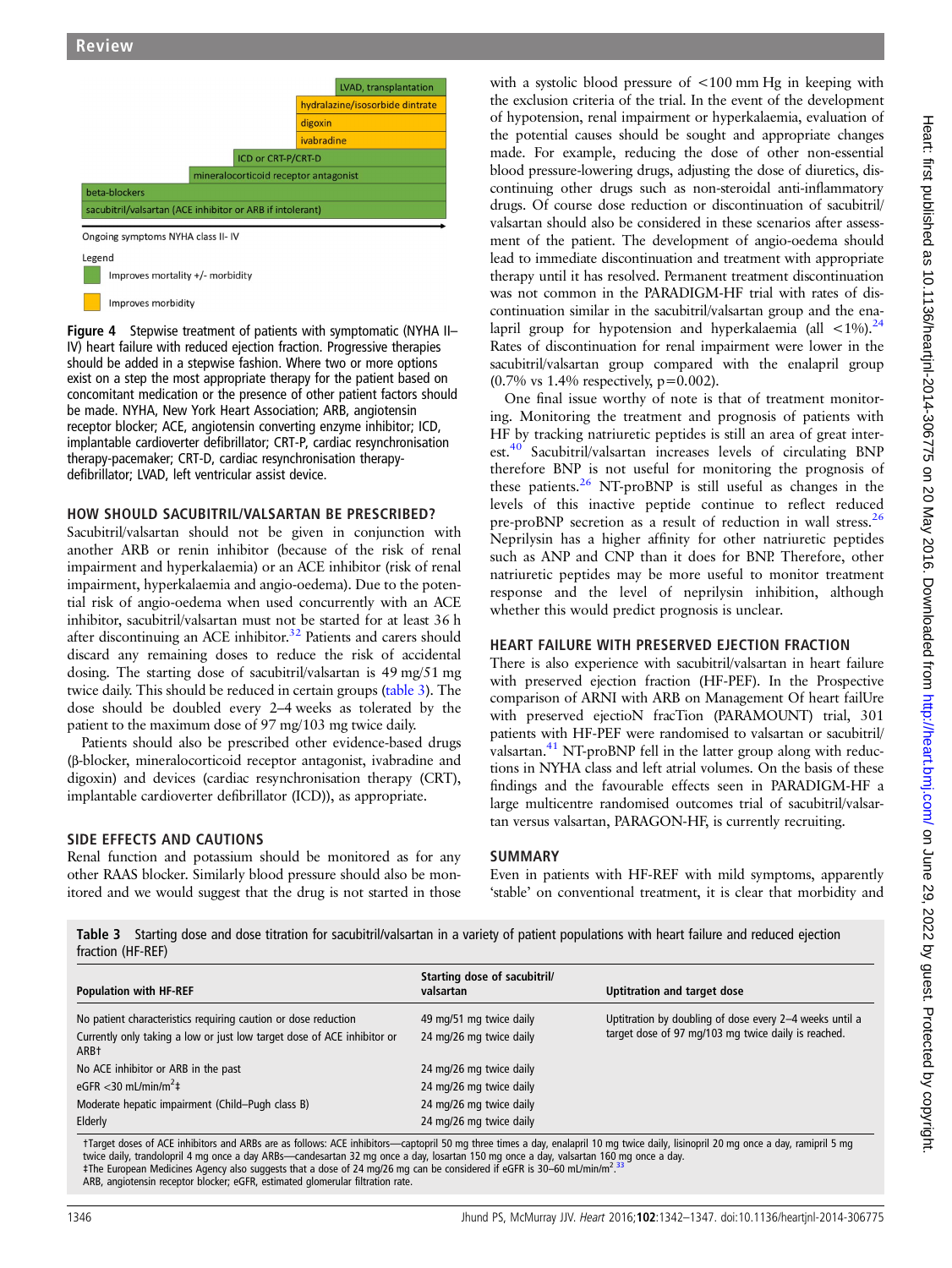LVAD, transplantation

hydralazine/isosorbide dintrate

digoxin

ivabradine

ICD or CRT-P/CRT-D

mineralocorticoid receptor antagonist

beta-blockers

sacubitril/valsartan (ACE inhibitor or ARB if intolerant)

Ongoing symptoms NYHA class II- IV

Legend

Improves mortality +/- morbidity

Improves morbidity

**Figure 4** Stepwise treatment of patients with symptomatic (NYHA II–IV) heart failure with reduced ejection fraction. Progressive therapies should be added in a stepwise fashion. Where two or more options exist on a step the most appropriate therapy for the patient based on concomitant medication or the presence of other patient factors should be made. NYHA, New York Heart Association; ARB, angiotensin receptor blocker; ACE, angiotensin converting enzyme inhibitor; ICD, implantable cardioverter defibrillator; CRT-P, cardiac resynchronisation therapy-pacemaker; CRT-D, cardiac resynchronisation therapy-defibrillator; LVAD, left ventricular assist device.

## HOW SHOULD SACUBITRIL/VALSARTAN BE PRESCRIBED?

Sacubitril/valsartan should not be given in conjunction with another ARB or renin inhibitor (because of the risk of renal impairment and hyperkalaemia) or an ACE inhibitor (risk of renal impairment, hyperkalaemia and angio-oedema). Due to the potential risk of angio-oedema when used concurrently with an ACE inhibitor, sacubitril/valsartan must not be started for at least 36 h after discontinuing an ACE inhibitor.[32] Patients and carers should discard any remaining doses to reduce the risk of accidental dosing. The starting dose of sacubitril/valsartan is 49 mg/51 mg twice daily. This should be reduced in certain groups (table 3). The dose should be doubled every 2–4 weeks as tolerated by the patient to the maximum dose of 97 mg/103 mg twice daily.

Patients should also be prescribed other evidence-based drugs (β-blocker, mineralocorticoid receptor antagonist, ivabradine and digoxin) and devices (cardiac resynchronisation therapy (CRT), implantable cardioverter defibrillator (ICD)), as appropriate.

## SIDE EFFECTS AND CAUTIONS

Renal function and potassium should be monitored as for any other RAAS blocker. Similarly blood pressure should also be monitored and we would suggest that the drug is not started in those with a systolic blood pressure of <100 mm Hg in keeping with the exclusion criteria of the trial. In the event of the development of hypotension, renal impairment or hyperkalaemia, evaluation of the potential causes should be sought and appropriate changes made. For example, reducing the dose of other non-essential blood pressure-lowering drugs, adjusting the dose of diuretics, discontinuing other drugs such as non-steroidal anti-inflammatory drugs. Of course dose reduction or discontinuation of sacubitril/valsartan should also be considered in these scenarios after assessment of the patient. The development of angio-oedema should lead to immediate discontinuation and treatment with appropriate therapy until it has resolved. Permanent treatment discontinuation was not common in the PARADIGM-HF trial with rates of discontinuation similar in the sacubitril/valsartan group and the enalapril group for hypotension and hyperkalaemia (all <1%).[24] Rates of discontinuation for renal impairment were lower in the sacubitril/valsartan group compared with the enalapril group (0.7% vs 1.4% respectively, p=0.002).

One final issue worthy of note is that of treatment monitoring. Monitoring the treatment and prognosis of patients with HF by tracking natriuretic peptides is still an area of great interest.[40] Sacubitril/valsartan increases levels of circulating BNP therefore BNP is not useful for monitoring the prognosis of these patients.[26] NT-proBNP is still useful as changes in the levels of this inactive peptide continue to reflect reduced pre-proBNP secretion as a result of reduction in wall stress.[26] Neprilysin has a higher affinity for other natriuretic peptides such as ANP and CNP than it does for BNP. Therefore, other natriuretic peptides may be more useful to monitor treatment response and the level of neprilysin inhibition, although whether this would predict prognosis is unclear.

## HEART FAILURE WITH PRESERVED EJECTION FRACTION

There is also experience with sacubitril/valsartan in heart failure with preserved ejection fraction (HF-PEF). In the Prospective comparison of ARNI with ARB on Management Of heart failUre with preserved ejectioN fracTion (PARAMOUNT) trial, 301 patients with HF-PEF were randomised to valsartan or sacubitril/valsartan.[41] NT-proBNP fell in the latter group along with reductions in NYHA class and left atrial volumes. On the basis of these findings and the favourable effects seen in PARADIGM-HF a large multicentre randomised outcomes trial of sacubitril/valsartan versus valsartan, PARAGON-HF, is currently recruiting.

## SUMMARY

Even in patients with HF-REF with mild symptoms, apparently 'stable' on conventional treatment, it is clear that morbidity and

**Table 3** Starting dose and dose titration for sacubitril/valsartan in a variety of patient populations with heart failure and reduced ejection fraction (HF-REF)

| Population with HF-REF | Starting dose of sacubitril/valsartan | Uptitration and target dose |
|---|---|---|
| No patient characteristics requiring caution or dose reduction | 49 mg/51 mg twice daily | Uptitration by doubling of dose every 2–4 weeks until a target dose of 97 mg/103 mg twice daily is reached. |
| Currently only taking a low or just low target dose of ACE inhibitor or ARB† | 24 mg/26 mg twice daily | |
| No ACE inhibitor or ARB in the past | 24 mg/26 mg twice daily | |
| eGFR <30 mL/min/m²‡ | 24 mg/26 mg twice daily | |
| Moderate hepatic impairment (Child–Pugh class B) | 24 mg/26 mg twice daily | |
| Elderly | 24 mg/26 mg twice daily | |

†Target doses of ACE inhibitors and ARBs are as follows: ACE inhibitors—captopril 50 mg three times a day, enalapril 10 mg twice daily, lisinopril 20 mg once a day, ramipril 5 mg twice daily, trandolopril 4 mg once a day ARBs—candesartan 32 mg once a day, losartan 150 mg once a day, valsartan 160 mg once a day.
‡The European Medicines Agency also suggests that a dose of 24 mg/26 mg can be considered if eGFR is 30–60 mL/min/m².[33]
ARB, angiotensin receptor blocker; eGFR, estimated glomerular filtration rate.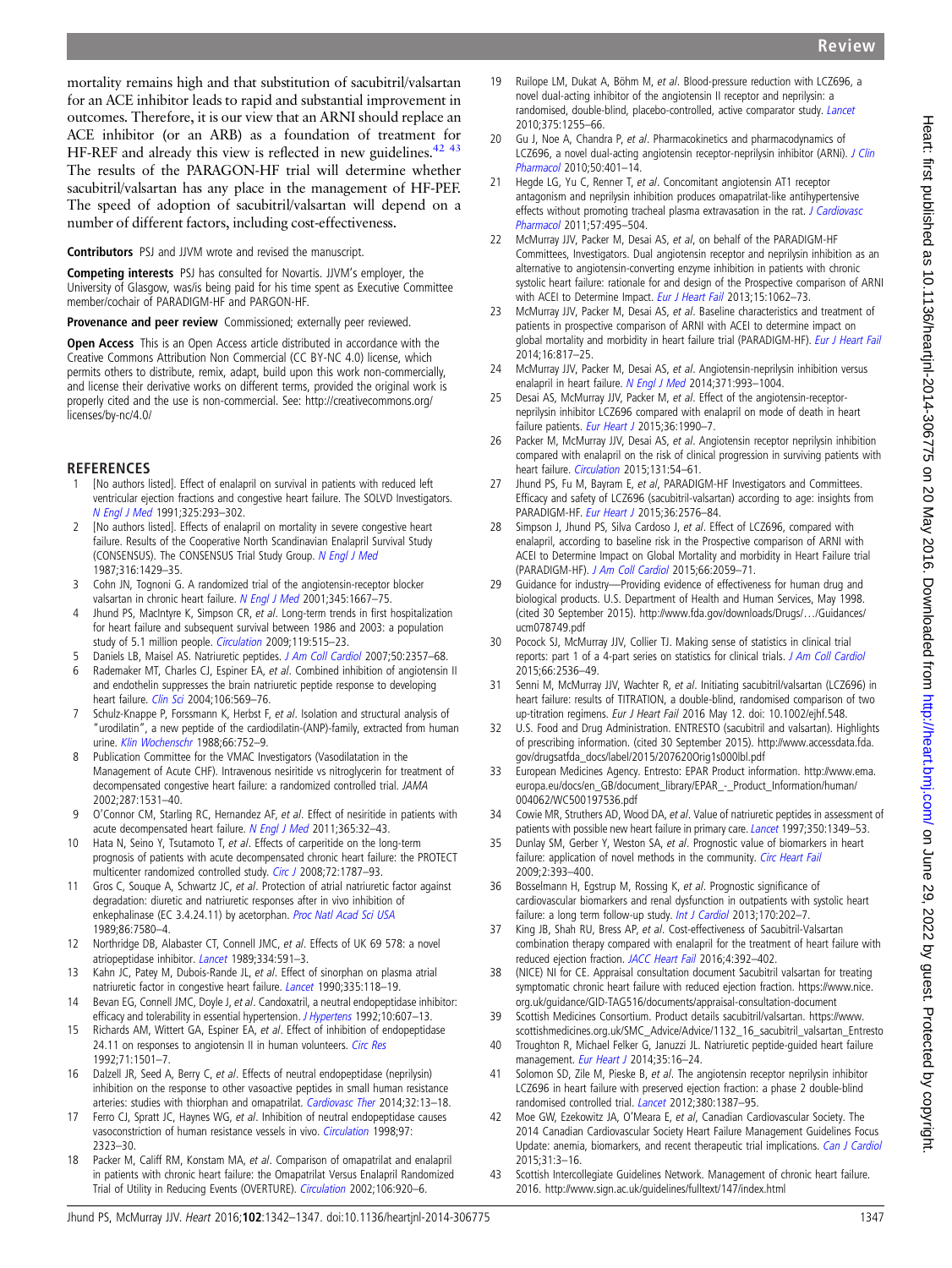mortality remains high and that substitution of sacubitril/valsartan for an ACE inhibitor leads to rapid and substantial improvement in outcomes. Therefore, it is our view that an ARNI should replace an ACE inhibitor (or an ARB) as a foundation of treatment for HF-REF and already this view is reflected in new guidelines.[42 43] The results of the PARAGON-HF trial will determine whether sacubitril/valsartan has any place in the management of HF-PEF. The speed of adoption of sacubitril/valsartan will depend on a number of different factors, including cost-effectiveness.

**Contributors** PSJ and JJVM wrote and revised the manuscript.

**Competing interests** PSJ has consulted for Novartis. JJVM's employer, the University of Glasgow, was/is being paid for his time spent as Executive Committee member/cochair of PARADIGM-HF and PARGON-HF.

**Provenance and peer review** Commissioned; externally peer reviewed.

**Open Access** This is an Open Access article distributed in accordance with the Creative Commons Attribution Non Commercial (CC BY-NC 4.0) license, which permits others to distribute, remix, adapt, build upon this work non-commercially, and license their derivative works on different terms, provided the original work is properly cited and the use is non-commercial. See: http://creativecommons.org/licenses/by-nc/4.0/

## REFERENCES

1. [No authors listed]. Effect of enalapril on survival in patients with reduced left ventricular ejection fractions and congestive heart failure. The SOLVD Investigators. *N Engl J Med* 1991;325:293–302.
2. [No authors listed]. Effects of enalapril on mortality in severe congestive heart failure. Results of the Cooperative North Scandinavian Enalapril Survival Study (CONSENSUS). The CONSENSUS Trial Study Group. *N Engl J Med* 1987;316:1429–35.
3. Cohn JN, Tognoni G. A randomized trial of the angiotensin-receptor blocker valsartan in chronic heart failure. *N Engl J Med* 2001;345:1667–75.
4. Jhund PS, MacIntyre K, Simpson CR, et al. Long-term trends in first hospitalization for heart failure and subsequent survival between 1986 and 2003: a population study of 5.1 million people. *Circulation* 2009;119:515–23.
5. Daniels LB, Maisel AS. Natriuretic peptides. *J Am Coll Cardiol* 2007;50:2357–68.
6. Rademaker MT, Charles CJ, Espiner EA, et al. Combined inhibition of angiotensin II and endothelin suppresses the brain natriuretic peptide response to developing heart failure. *Clin Sci* 2004;106:569–76.
7. Schulz-Knappe P, Forssmann K, Herbst F, et al. Isolation and structural analysis of "urodilatin", a new peptide of the cardiodilatin-(ANP)-family, extracted from human urine. *Klin Wochenschr* 1988;66:752–9.
8. Publication Committee for the VMAC Investigators (Vasodilatation in the Management of Acute CHF). Intravenous nesiritide vs nitroglycerin for treatment of decompensated congestive heart failure: a randomized controlled trial. *JAMA* 2002;287:1531–40.
9. O'Connor CM, Starling RC, Hernandez AF, et al. Effect of nesiritide in patients with acute decompensated heart failure. *N Engl J Med* 2011;365:32–43.
10. Hata N, Seino Y, Tsutamoto T, et al. Effects of carperitide on the long-term prognosis of patients with acute decompensated chronic heart failure: the PROTECT multicenter randomized controlled study. *Circ J* 2008;72:1787–93.
11. Gros C, Souque A, Schwartz JC, et al. Protection of atrial natriuretic factor against degradation: diuretic and natriuretic responses after in vivo inhibition of enkephalinase (EC 3.4.24.11) by acetorphan. *Proc Natl Acad Sci USA* 1989;86:7580–4.
12. Northridge DB, Alabaster CT, Connell JMC, et al. Effects of UK 69 578: a novel atriopeptidase inhibitor. *Lancet* 1989;334:591–3.
13. Kahn JC, Patey M, Dubois-Rande JL, et al. Effect of sinorphan on plasma atrial natriuretic factor in congestive heart failure. *Lancet* 1990;335:118–19.
14. Bevan EG, Connell JMC, Doyle J, et al. Candoxatril, a neutral endopeptidase inhibitor: efficacy and tolerability in essential hypertension. *J Hypertens* 1992;10:607–13.
15. Richards AM, Wittert GA, Espiner EA, et al. Effect of inhibition of endopeptidase 24.11 on responses to angiotensin II in human volunteers. *Circ Res* 1992;71:1501–7.
16. Dalzell JR, Seed A, Berry C, et al. Effects of neutral endopeptidase (neprilysin) inhibition on the response to other vasoactive peptides in small human resistance arteries: studies with thiorphan and omapatrilat. *Cardiovasc Ther* 2014;32:13–18.
17. Ferro CJ, Spratt JC, Haynes WG, et al. Inhibition of neutral endopeptidase causes vasoconstriction of human resistance vessels in vivo. *Circulation* 1998;97:2323–30.
18. Packer M, Califf RM, Konstam MA, et al. Comparison of omapatrilat and enalapril in patients with chronic heart failure: the Omapatrilat Versus Enalapril Randomized Trial of Utility in Reducing Events (OVERTURE). *Circulation* 2002;106:920–6.
19. Ruilope LM, Dukat A, Böhm M, et al. Blood-pressure reduction with LCZ696, a novel dual-acting inhibitor of the angiotensin II receptor and neprilysin: a randomised, double-blind, placebo-controlled, active comparator study. *Lancet* 2010;375:1255–66.
20. Gu J, Noe A, Chandra P, et al. Pharmacokinetics and pharmacodynamics of LCZ696, a novel dual-acting angiotensin receptor-neprilysin inhibitor (ARNi). *J Clin Pharmacol* 2010;50:401–14.
21. Hegde LG, Yu C, Renner T, et al. Concomitant angiotensin AT1 receptor antagonism and neprilysin inhibition produces omapatrilat-like antihypertensive effects without promoting tracheal plasma extravasation in the rat. *J Cardiovasc Pharmacol* 2011;57:495–504.
22. McMurray JJV, Packer M, Desai AS, et al, on behalf of the PARADIGM-HF Committees, Investigators. Dual angiotensin receptor and neprilysin inhibition as an alternative to angiotensin-converting enzyme inhibition in patients with chronic systolic heart failure: rationale for and design of the Prospective comparison of ARNI with ACEI to Determine Impact. *Eur J Heart Fail* 2013;15:1062–73.
23. McMurray JJV, Packer M, Desai AS, et al. Baseline characteristics and treatment of patients in prospective comparison of ARNI with ACEI to determine impact on global mortality and morbidity in heart failure trial (PARADIGM-HF). *Eur J Heart Fail* 2014;16:817–25.
24. McMurray JJV, Packer M, Desai AS, et al. Angiotensin-neprilysin inhibition versus enalapril in heart failure. *N Engl J Med* 2014;371:993–1004.
25. Desai AS, McMurray JJV, Packer M, et al. Effect of the angiotensin-receptor-neprilysin inhibitor LCZ696 compared with enalapril on mode of death in heart failure patients. *Eur Heart J* 2015;36:1990–7.
26. Packer M, McMurray JJV, Desai AS, et al. Angiotensin receptor neprilysin inhibition compared with enalapril on the risk of clinical progression in surviving patients with heart failure. *Circulation* 2015;131:54–61.
27. Jhund PS, Fu M, Bayram E, et al, PARADIGM-HF Investigators and Committees. Efficacy and safety of LCZ696 (sacubitril-valsartan) according to age: insights from PARADIGM-HF. *Eur Heart J* 2015;36:2576–84.
28. Simpson J, Jhund PS, Silva Cardoso J, et al. Effect of LCZ696, compared with enalapril, according to baseline risk in the Prospective comparison of ARNI with ACEI to Determine Impact on Global Mortality and morbidity in Heart Failure trial (PARADIGM-HF). *J Am Coll Cardiol* 2015;66:2059–71.
29. Guidance for industry—Providing evidence of effectiveness for human drug and biological products. U.S. Department of Health and Human Services, May 1998. (cited 30 September 2015). http://www.fda.gov/downloads/Drugs/…/Guidances/ucm078749.pdf
30. Pocock SJ, McMurray JJV, Collier TJ. Making sense of statistics in clinical trial reports: part 1 of a 4-part series on statistics for clinical trials. *J Am Coll Cardiol* 2015;66:2536–49.
31. Senni M, McMurray JJV, Wachter R, et al. Initiating sacubitril/valsartan (LCZ696) in heart failure: results of TITRATION, a double-blind, randomised comparison of two up-titration regimens. *Eur J Heart Fail* 2016 May 12. doi: 10.1002/ejhf.548.
32. U.S. Food and Drug Administration. ENTRESTO (sacubitril and valsartan). Highlights of prescribing information. (cited 30 September 2015). http://www.accessdata.fda.gov/drugsatfda_docs/label/2015/207620Orig1s000lbl.pdf
33. European Medicines Agency. Entresto: EPAR Product information. http://www.ema.europa.eu/docs/en_GB/document_library/EPAR_-_Product_Information/human/004062/WC500197536.pdf
34. Cowie MR, Struthers AD, Wood DA, et al. Value of natriuretic peptides in assessment of patients with possible new heart failure in primary care. *Lancet* 1997;350:1349–53.
35. Dunlay SM, Gerber Y, Weston SA, et al. Prognostic value of biomarkers in heart failure: application of novel methods in the community. *Circ Heart Fail* 2009;2:393–400.
36. Bosselmann H, Egstrup M, Rossing K, et al. Prognostic significance of cardiovascular biomarkers and renal dysfunction in outpatients with systolic heart failure: a long term follow-up study. *Int J Cardiol* 2013;170:202–7.
37. King JB, Shah RU, Bress AP, et al. Cost-effectiveness of Sacubitril-Valsartan combination therapy compared with enalapril for the treatment of heart failure with reduced ejection fraction. *JACC Heart Fail* 2016;4:392–402.
38. (NICE) NI for CE. Appraisal consultation document Sacubitril valsartan for treating symptomatic chronic heart failure with reduced ejection fraction. https://www.nice.org.uk/guidance/GID-TAG516/documents/appraisal-consultation-document
39. Scottish Medicines Consortium. Product details sacubitril/valsartan. https://www.scottishmedicines.org.uk/SMC_Advice/Advice/1132_16_sacubitril_valsartan_Entresto
40. Troughton R, Michael Felker G, Januzzi JL. Natriuretic peptide-guided heart failure management. *Eur Heart J* 2014;35:16–24.
41. Solomon SD, Zile M, Pieske B, et al. The angiotensin receptor neprilysin inhibitor LCZ696 in heart failure with preserved ejection fraction: a phase 2 double-blind randomised controlled trial. *Lancet* 2012;380:1387–95.
42. Moe GW, Ezekowitz JA, O'Meara E, et al, Canadian Cardiovascular Society. The 2014 Canadian Cardiovascular Society Heart Failure Management Guidelines Focus Update: anemia, biomarkers, and recent therapeutic trial implications. *Can J Cardiol* 2015;31:3–16.
43. Scottish Intercollegiate Guidelines Network. Management of chronic heart failure. 2016. http://www.sign.ac.uk/guidelines/fulltext/147/index.html